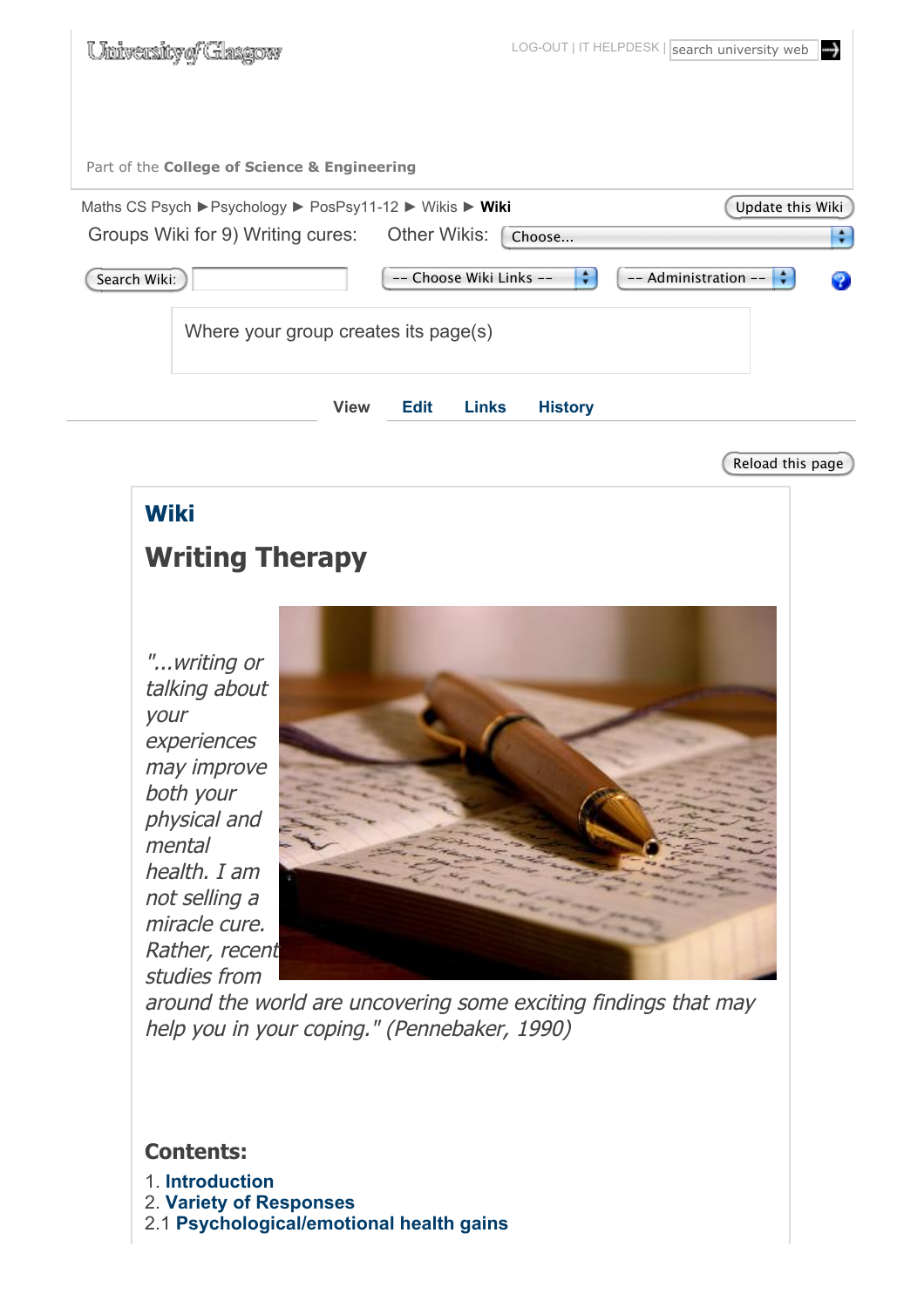University of Glasgow

LOG-OUT | IT HELPDESK | search university web

Part of the **College of Science & Engineering**

Maths CS Psych ▶ Psychology ▶ PosPsy11-12 ▶ Wikis ▶ **Wiki**

Update this Wiki

Groups Wiki for 9) Writing cures: Other Wikis: Choose...

Search Wiki: -- Choose Wiki Links -- -- Administration --

Where your group creates its page(s)

View Edit Links History

Reload this page

## Wiki

# Writing Therapy

*"...writing or talking about your experiences may improve both your physical and mental health. I am not selling a miracle cure. Rather, recent studies from around the world are uncovering some exciting findings that may help you in your coping." (Pennebaker, 1990)*

### Contents:

1. **Introduction**
2. **Variety of Responses**
2.1 **Psychological/emotional health gains**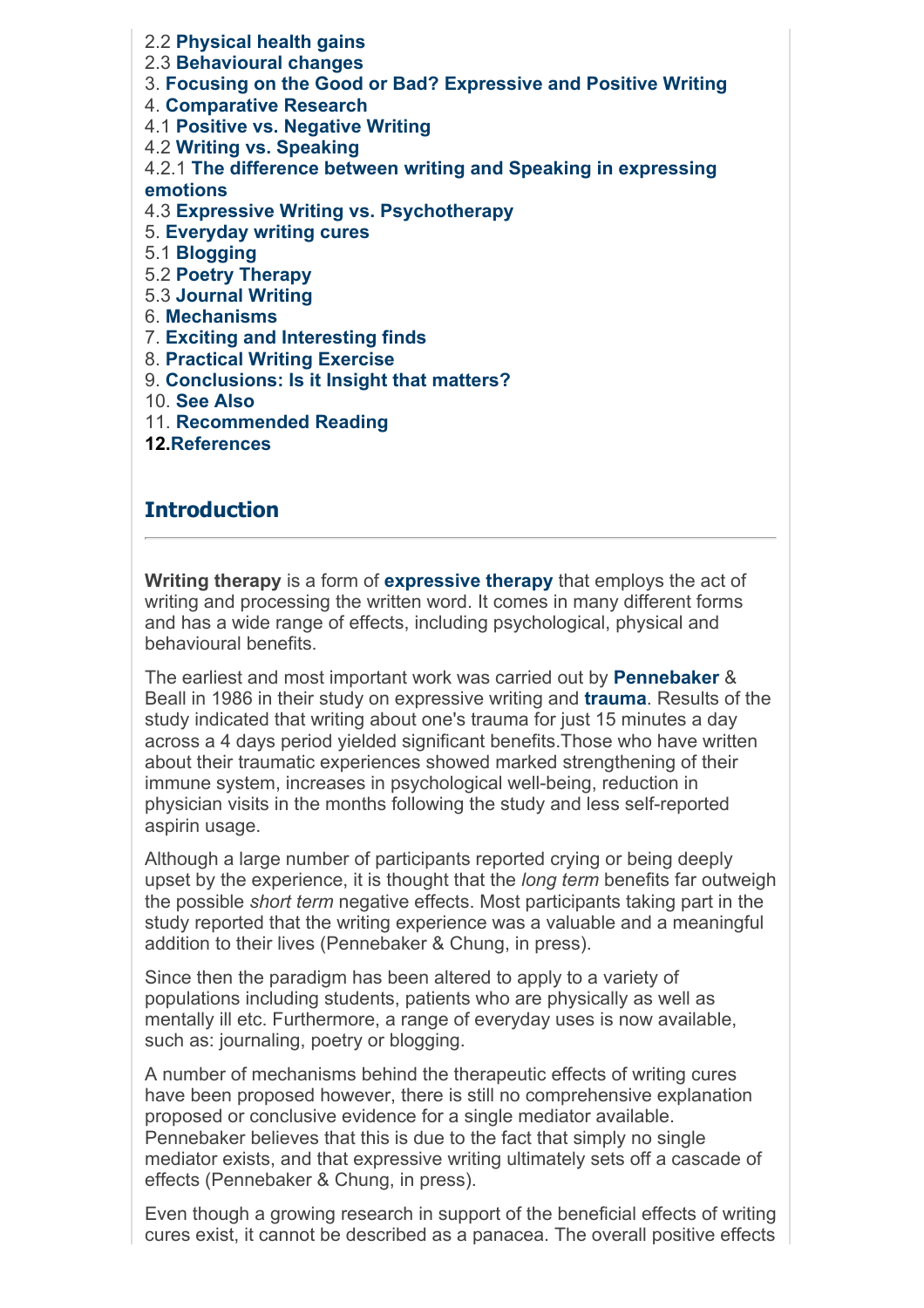2.2 **Physical health gains**
2.3 **Behavioural changes**
3. **Focusing on the Good or Bad? Expressive and Positive Writing**
4. **Comparative Research**
4.1 **Positive vs. Negative Writing**
4.2 **Writing vs. Speaking**
4.2.1 **The difference between writing and Speaking in expressing emotions**
4.3 **Expressive Writing vs. Psychotherapy**
5. **Everyday writing cures**
5.1 **Blogging**
5.2 **Poetry Therapy**
5.3 **Journal Writing**
6. **Mechanisms**
7. **Exciting and Interesting finds**
8. **Practical Writing Exercise**
9. **Conclusions: Is it Insight that matters?**
10. **See Also**
11. **Recommended Reading**
**12.References**

## Introduction

**Writing therapy** is a form of **expressive therapy** that employs the act of writing and processing the written word. It comes in many different forms and has a wide range of effects, including psychological, physical and behavioural benefits.

The earliest and most important work was carried out by **Pennebaker** & Beall in 1986 in their study on expressive writing and **trauma**. Results of the study indicated that writing about one's trauma for just 15 minutes a day across a 4 days period yielded significant benefits.Those who have written about their traumatic experiences showed marked strengthening of their immune system, increases in psychological well-being, reduction in physician visits in the months following the study and less self-reported aspirin usage.

Although a large number of participants reported crying or being deeply upset by the experience, it is thought that the *long term* benefits far outweigh the possible *short term* negative effects. Most participants taking part in the study reported that the writing experience was a valuable and a meaningful addition to their lives (Pennebaker & Chung, in press).

Since then the paradigm has been altered to apply to a variety of populations including students, patients who are physically as well as mentally ill etc. Furthermore, a range of everyday uses is now available, such as: journaling, poetry or blogging.

A number of mechanisms behind the therapeutic effects of writing cures have been proposed however, there is still no comprehensive explanation proposed or conclusive evidence for a single mediator available. Pennebaker believes that this is due to the fact that simply no single mediator exists, and that expressive writing ultimately sets off a cascade of effects (Pennebaker & Chung, in press).

Even though a growing research in support of the beneficial effects of writing cures exist, it cannot be described as a panacea. The overall positive effects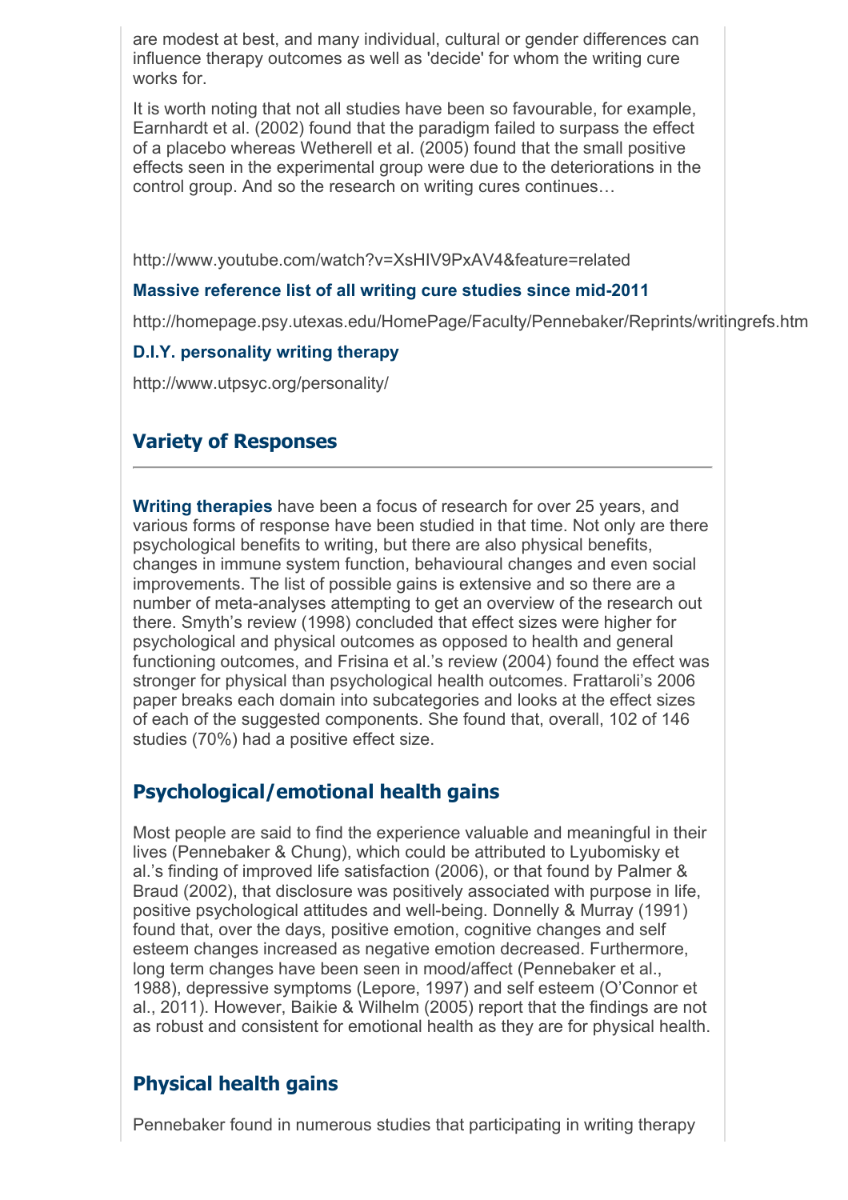are modest at best, and many individual, cultural or gender differences can influence therapy outcomes as well as 'decide' for whom the writing cure works for.

It is worth noting that not all studies have been so favourable, for example, Earnhardt et al. (2002) found that the paradigm failed to surpass the effect of a placebo whereas Wetherell et al. (2005) found that the small positive effects seen in the experimental group were due to the deteriorations in the control group. And so the research on writing cures continues…

http://www.youtube.com/watch?v=XsHIV9PxAV4&feature=related

**Massive reference list of all writing cure studies since mid-2011**

http://homepage.psy.utexas.edu/HomePage/Faculty/Pennebaker/Reprints/writingrefs.htm

**D.I.Y. personality writing therapy**

http://www.utpsyc.org/personality/

## Variety of Responses

**Writing therapies** have been a focus of research for over 25 years, and various forms of response have been studied in that time. Not only are there psychological benefits to writing, but there are also physical benefits, changes in immune system function, behavioural changes and even social improvements. The list of possible gains is extensive and so there are a number of meta-analyses attempting to get an overview of the research out there. Smyth's review (1998) concluded that effect sizes were higher for psychological and physical outcomes as opposed to health and general functioning outcomes, and Frisina et al.'s review (2004) found the effect was stronger for physical than psychological health outcomes. Frattaroli's 2006 paper breaks each domain into subcategories and looks at the effect sizes of each of the suggested components. She found that, overall, 102 of 146 studies (70%) had a positive effect size.

### Psychological/emotional health gains

Most people are said to find the experience valuable and meaningful in their lives (Pennebaker & Chung), which could be attributed to Lyubomisky et al.'s finding of improved life satisfaction (2006), or that found by Palmer & Braud (2002), that disclosure was positively associated with purpose in life, positive psychological attitudes and well-being. Donnelly & Murray (1991) found that, over the days, positive emotion, cognitive changes and self esteem changes increased as negative emotion decreased. Furthermore, long term changes have been seen in mood/affect (Pennebaker et al., 1988), depressive symptoms (Lepore, 1997) and self esteem (O'Connor et al., 2011). However, Baikie & Wilhelm (2005) report that the findings are not as robust and consistent for emotional health as they are for physical health.

### Physical health gains

Pennebaker found in numerous studies that participating in writing therapy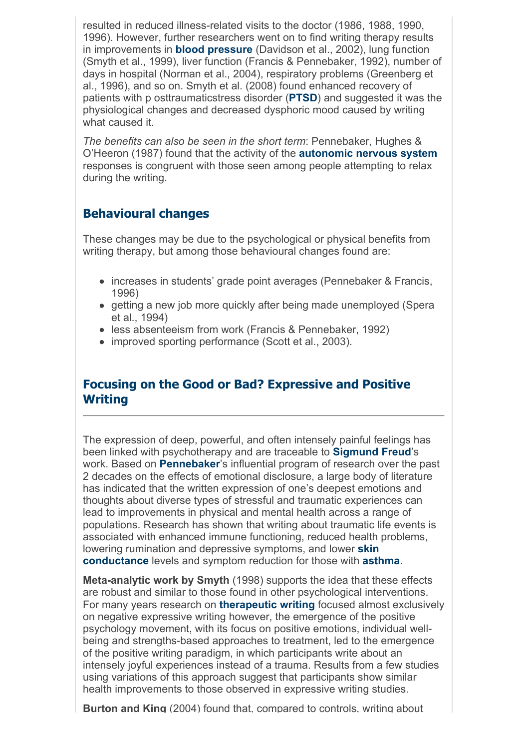resulted in reduced illness-related visits to the doctor (1986, 1988, 1990, 1996). However, further researchers went on to find writing therapy results in improvements in **blood pressure** (Davidson et al., 2002), lung function (Smyth et al., 1999), liver function (Francis & Pennebaker, 1992), number of days in hospital (Norman et al., 2004), respiratory problems (Greenberg et al., 1996), and so on. Smyth et al. (2008) found enhanced recovery of patients with p osttraumaticstress disorder (**PTSD**) and suggested it was the physiological changes and decreased dysphoric mood caused by writing what caused it.

*The benefits can also be seen in the short term*: Pennebaker, Hughes & O'Heeron (1987) found that the activity of the **autonomic nervous system** responses is congruent with those seen among people attempting to relax during the writing.

### Behavioural changes

These changes may be due to the psychological or physical benefits from writing therapy, but among those behavioural changes found are:

- increases in students' grade point averages (Pennebaker & Francis, 1996)
- getting a new job more quickly after being made unemployed (Spera et al., 1994)
- less absenteeism from work (Francis & Pennebaker, 1992)
- improved sporting performance (Scott et al., 2003).

## Focusing on the Good or Bad? Expressive and Positive Writing

The expression of deep, powerful, and often intensely painful feelings has been linked with psychotherapy and are traceable to **Sigmund Freud**'s work. Based on **Pennebaker**'s influential program of research over the past 2 decades on the effects of emotional disclosure, a large body of literature has indicated that the written expression of one's deepest emotions and thoughts about diverse types of stressful and traumatic experiences can lead to improvements in physical and mental health across a range of populations. Research has shown that writing about traumatic life events is associated with enhanced immune functioning, reduced health problems, lowering rumination and depressive symptoms, and lower **skin conductance** levels and symptom reduction for those with **asthma**.

**Meta-analytic work by Smyth** (1998) supports the idea that these effects are robust and similar to those found in other psychological interventions. For many years research on **therapeutic writing** focused almost exclusively on negative expressive writing however, the emergence of the positive psychology movement, with its focus on positive emotions, individual well-being and strengths-based approaches to treatment, led to the emergence of the positive writing paradigm, in which participants write about an intensely joyful experiences instead of a trauma. Results from a few studies using variations of this approach suggest that participants show similar health improvements to those observed in expressive writing studies.

**Burton and King** (2004) found that, compared to controls, writing about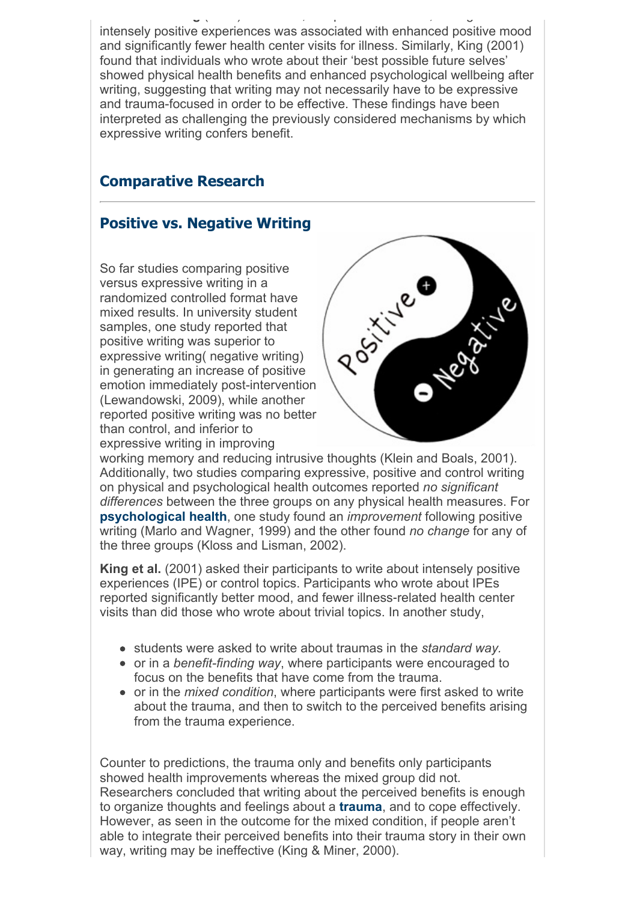intensely positive experiences was associated with enhanced positive mood and significantly fewer health center visits for illness. Similarly, King (2001) found that individuals who wrote about their 'best possible future selves' showed physical health benefits and enhanced psychological wellbeing after writing, suggesting that writing may not necessarily have to be expressive and trauma-focused in order to be effective. These findings have been interpreted as challenging the previously considered mechanisms by which expressive writing confers benefit.

## Comparative Research

### Positive vs. Negative Writing

So far studies comparing positive versus expressive writing in a randomized controlled format have mixed results. In university student samples, one study reported that positive writing was superior to expressive writing( negative writing) in generating an increase of positive emotion immediately post-intervention (Lewandowski, 2009), while another reported positive writing was no better than control, and inferior to expressive writing in improving working memory and reducing intrusive thoughts (Klein and Boals, 2001). Additionally, two studies comparing expressive, positive and control writing on physical and psychological health outcomes reported *no significant differences* between the three groups on any physical health measures. For **psychological health**, one study found an *improvement* following positive writing (Marlo and Wagner, 1999) and the other found *no change* for any of the three groups (Kloss and Lisman, 2002).

**King et al.** (2001) asked their participants to write about intensely positive experiences (IPE) or control topics. Participants who wrote about IPEs reported significantly better mood, and fewer illness-related health center visits than did those who wrote about trivial topics. In another study,

- students were asked to write about traumas in the *standard way.*
- or in a *benefit-finding way*, where participants were encouraged to focus on the benefits that have come from the trauma.
- or in the *mixed condition*, where participants were first asked to write about the trauma, and then to switch to the perceived benefits arising from the trauma experience.

Counter to predictions, the trauma only and benefits only participants showed health improvements whereas the mixed group did not. Researchers concluded that writing about the perceived benefits is enough to organize thoughts and feelings about a **trauma**, and to cope effectively. However, as seen in the outcome for the mixed condition, if people aren't able to integrate their perceived benefits into their trauma story in their own way, writing may be ineffective (King & Miner, 2000).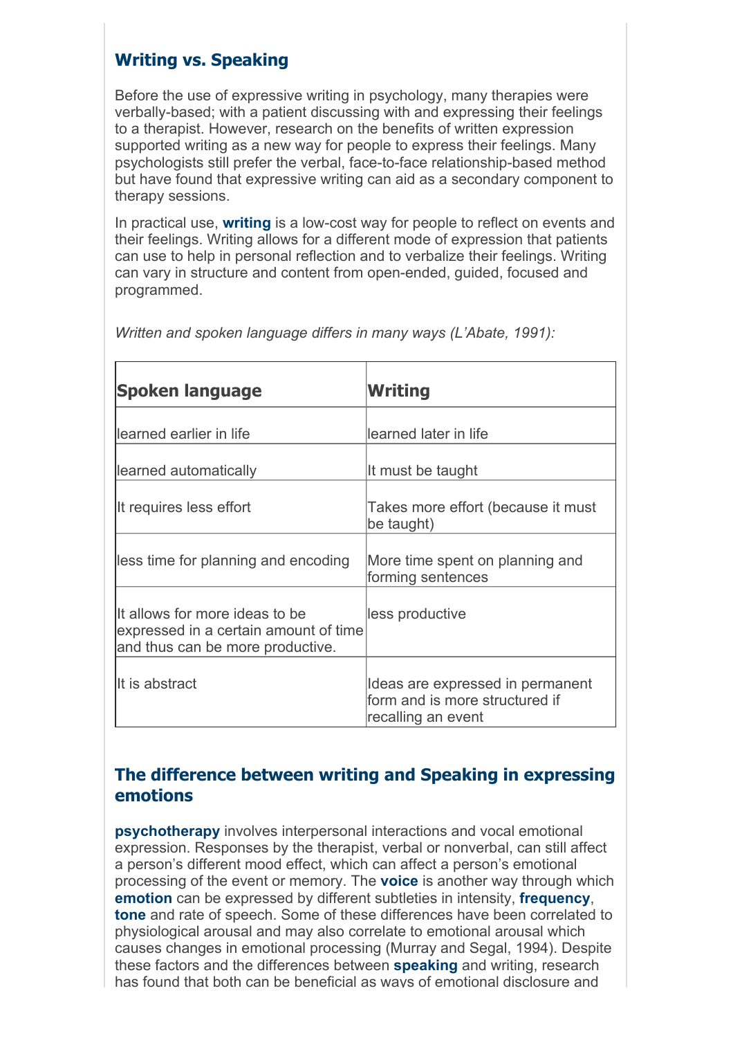## Writing vs. Speaking

Before the use of expressive writing in psychology, many therapies were verbally-based; with a patient discussing with and expressing their feelings to a therapist. However, research on the benefits of written expression supported writing as a new way for people to express their feelings. Many psychologists still prefer the verbal, face-to-face relationship-based method but have found that expressive writing can aid as a secondary component to therapy sessions.

In practical use, **writing** is a low-cost way for people to reflect on events and their feelings. Writing allows for a different mode of expression that patients can use to help in personal reflection and to verbalize their feelings. Writing can vary in structure and content from open-ended, guided, focused and programmed.

*Written and spoken language differs in many ways (L'Abate, 1991):*

| Spoken language | Writing |
| --- | --- |
| learned earlier in life | learned later in life |
| learned automatically | It must be taught |
| It requires less effort | Takes more effort (because it must be taught) |
| less time for planning and encoding | More time spent on planning and forming sentences |
| It allows for more ideas to be expressed in a certain amount of time and thus can be more productive. | less productive |
| It is abstract | Ideas are expressed in permanent form and is more structured if recalling an event |

## The difference between writing and Speaking in expressing emotions

**psychotherapy** involves interpersonal interactions and vocal emotional expression. Responses by the therapist, verbal or nonverbal, can still affect a person's different mood effect, which can affect a person's emotional processing of the event or memory. The **voice** is another way through which **emotion** can be expressed by different subtleties in intensity, **frequency**, **tone** and rate of speech. Some of these differences have been correlated to physiological arousal and may also correlate to emotional arousal which causes changes in emotional processing (Murray and Segal, 1994). Despite these factors and the differences between **speaking** and writing, research has found that both can be beneficial as ways of emotional disclosure and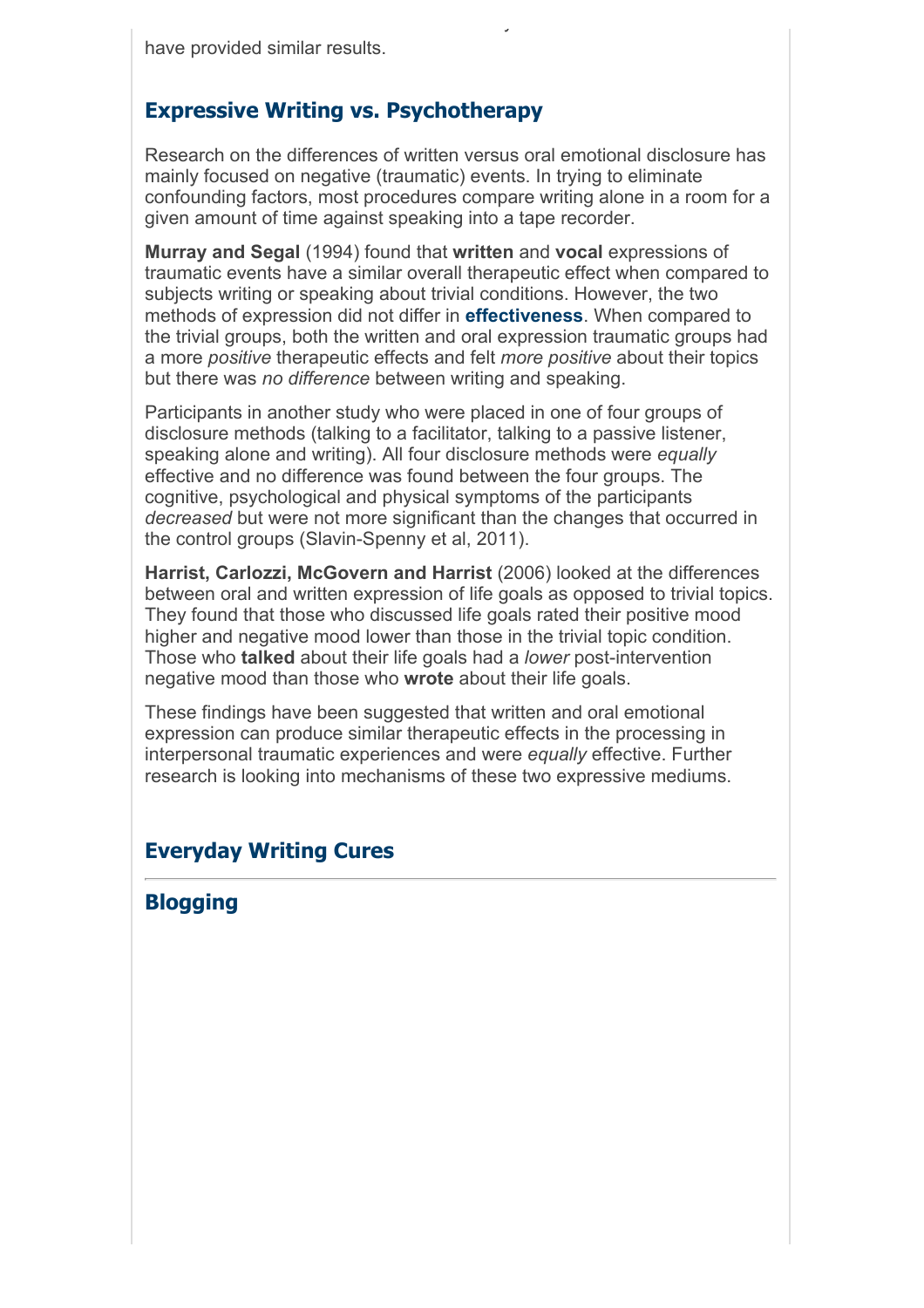have provided similar results.

## Expressive Writing vs. Psychotherapy

Research on the differences of written versus oral emotional disclosure has mainly focused on negative (traumatic) events. In trying to eliminate confounding factors, most procedures compare writing alone in a room for a given amount of time against speaking into a tape recorder.

**Murray and Segal** (1994) found that **written** and **vocal** expressions of traumatic events have a similar overall therapeutic effect when compared to subjects writing or speaking about trivial conditions. However, the two methods of expression did not differ in **effectiveness**. When compared to the trivial groups, both the written and oral expression traumatic groups had a more *positive* therapeutic effects and felt *more positive* about their topics but there was *no difference* between writing and speaking.

Participants in another study who were placed in one of four groups of disclosure methods (talking to a facilitator, talking to a passive listener, speaking alone and writing). All four disclosure methods were *equally* effective and no difference was found between the four groups. The cognitive, psychological and physical symptoms of the participants *decreased* but were not more significant than the changes that occurred in the control groups (Slavin-Spenny et al, 2011).

**Harrist, Carlozzi, McGovern and Harrist** (2006) looked at the differences between oral and written expression of life goals as opposed to trivial topics. They found that those who discussed life goals rated their positive mood higher and negative mood lower than those in the trivial topic condition. Those who **talked** about their life goals had a *lower* post-intervention negative mood than those who **wrote** about their life goals.

These findings have been suggested that written and oral emotional expression can produce similar therapeutic effects in the processing in interpersonal traumatic experiences and were *equally* effective. Further research is looking into mechanisms of these two expressive mediums.

## Everyday Writing Cures

## Blogging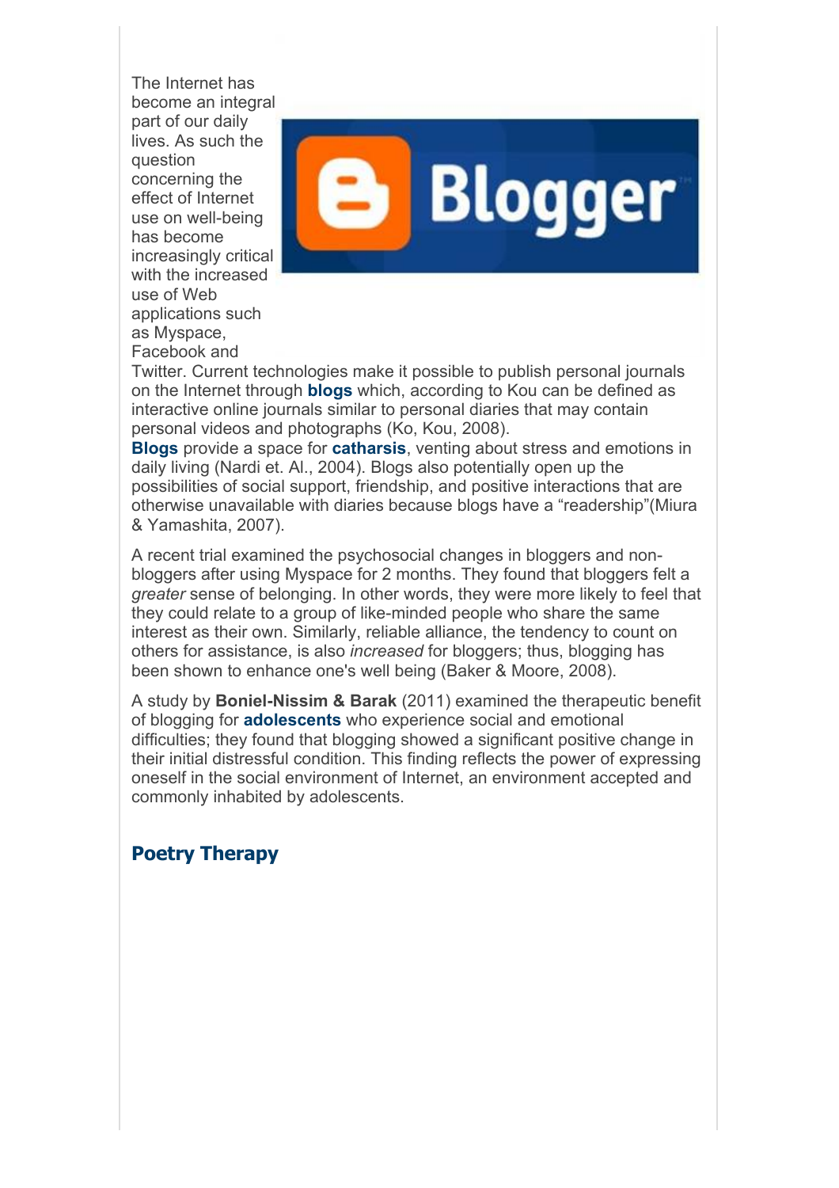The Internet has become an integral part of our daily lives. As such the question concerning the effect of Internet use on well-being has become increasingly critical with the increased use of Web applications such as Myspace, Facebook and Twitter. Current technologies make it possible to publish personal journals on the Internet through **blogs** which, according to Kou can be defined as interactive online journals similar to personal diaries that may contain personal videos and photographs (Ko, Kou, 2008).

**Blogs** provide a space for **catharsis**, venting about stress and emotions in daily living (Nardi et. Al., 2004). Blogs also potentially open up the possibilities of social support, friendship, and positive interactions that are otherwise unavailable with diaries because blogs have a "readership"(Miura & Yamashita, 2007).

A recent trial examined the psychosocial changes in bloggers and non-bloggers after using Myspace for 2 months. They found that bloggers felt a *greater* sense of belonging. In other words, they were more likely to feel that they could relate to a group of like-minded people who share the same interest as their own. Similarly, reliable alliance, the tendency to count on others for assistance, is also *increased* for bloggers; thus, blogging has been shown to enhance one's well being (Baker & Moore, 2008).

A study by **Boniel-Nissim & Barak** (2011) examined the therapeutic benefit of blogging for **adolescents** who experience social and emotional difficulties; they found that blogging showed a significant positive change in their initial distressful condition. This finding reflects the power of expressing oneself in the social environment of Internet, an environment accepted and commonly inhabited by adolescents.

## Poetry Therapy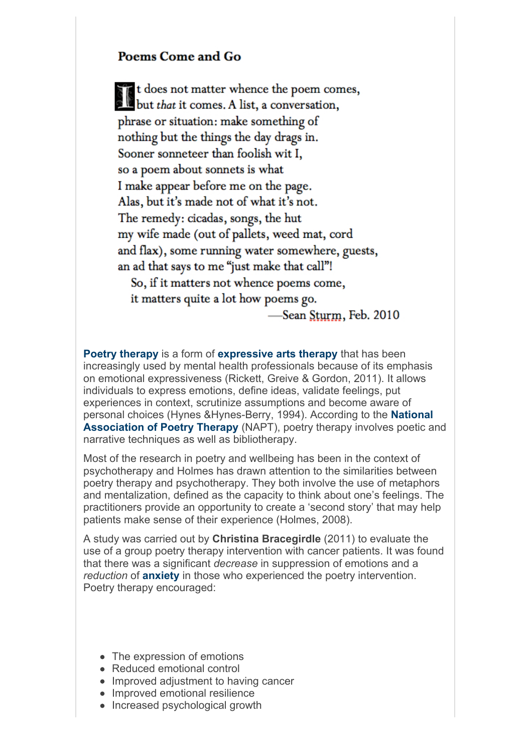## Poems Come and Go

It does not matter whence the poem comes,
but *that* it comes. A list, a conversation,
phrase or situation: make something of
nothing but the things the day drags in.
Sooner sonneteer than foolish wit I,
so a poem about sonnets is what
I make appear before me on the page.
Alas, but it's made not of what it's not.
The remedy: cicadas, songs, the hut
my wife made (out of pallets, weed mat, cord
and flax), some running water somewhere, guests,
an ad that says to me "just make that call"!
  So, if it matters not whence poems come,
  it matters quite a lot how poems go.

—Sean Sturm, Feb. 2010

**Poetry therapy** is a form of **expressive arts therapy** that has been increasingly used by mental health professionals because of its emphasis on emotional expressiveness (Rickett, Greive & Gordon, 2011). It allows individuals to express emotions, define ideas, validate feelings, put experiences in context, scrutinize assumptions and become aware of personal choices (Hynes &Hynes-Berry, 1994). According to the **National Association of Poetry Therapy** (NAPT), poetry therapy involves poetic and narrative techniques as well as bibliotherapy.

Most of the research in poetry and wellbeing has been in the context of psychotherapy and Holmes has drawn attention to the similarities between poetry therapy and psychotherapy. They both involve the use of metaphors and mentalization, defined as the capacity to think about one's feelings. The practitioners provide an opportunity to create a 'second story' that may help patients make sense of their experience (Holmes, 2008).

A study was carried out by **Christina Bracegirdle** (2011) to evaluate the use of a group poetry therapy intervention with cancer patients. It was found that there was a significant *decrease* in suppression of emotions and a *reduction* of **anxiety** in those who experienced the poetry intervention. Poetry therapy encouraged:

- The expression of emotions
- Reduced emotional control
- Improved adjustment to having cancer
- Improved emotional resilience
- Increased psychological growth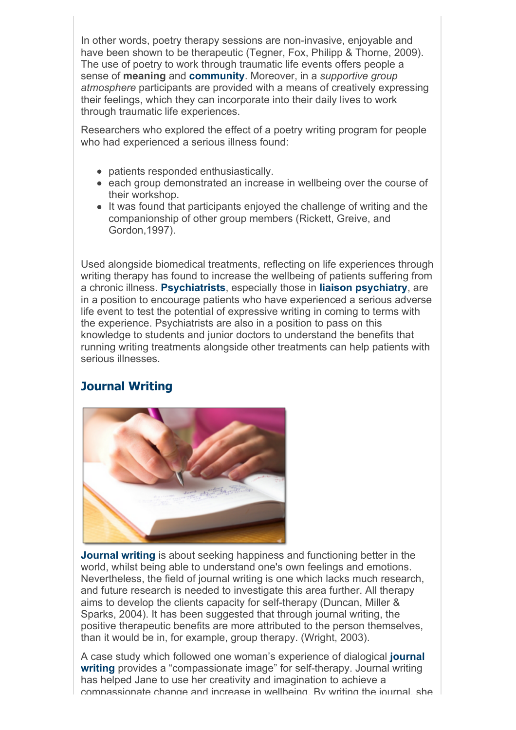In other words, poetry therapy sessions are non-invasive, enjoyable and have been shown to be therapeutic (Tegner, Fox, Philipp & Thorne, 2009). The use of poetry to work through traumatic life events offers people a sense of **meaning** and **community**. Moreover, in a *supportive group atmosphere* participants are provided with a means of creatively expressing their feelings, which they can incorporate into their daily lives to work through traumatic life experiences.

Researchers who explored the effect of a poetry writing program for people who had experienced a serious illness found:

- patients responded enthusiastically.
- each group demonstrated an increase in wellbeing over the course of their workshop.
- It was found that participants enjoyed the challenge of writing and the companionship of other group members (Rickett, Greive, and Gordon,1997).

Used alongside biomedical treatments, reflecting on life experiences through writing therapy has found to increase the wellbeing of patients suffering from a chronic illness. **Psychiatrists**, especially those in **liaison psychiatry**, are in a position to encourage patients who have experienced a serious adverse life event to test the potential of expressive writing in coming to terms with the experience. Psychiatrists are also in a position to pass on this knowledge to students and junior doctors to understand the benefits that running writing treatments alongside other treatments can help patients with serious illnesses.

## Journal Writing

**Journal writing** is about seeking happiness and functioning better in the world, whilst being able to understand one's own feelings and emotions. Nevertheless, the field of journal writing is one which lacks much research, and future research is needed to investigate this area further. All therapy aims to develop the clients capacity for self-therapy (Duncan, Miller & Sparks, 2004). It has been suggested that through journal writing, the positive therapeutic benefits are more attributed to the person themselves, than it would be in, for example, group therapy. (Wright, 2003).

A case study which followed one woman's experience of dialogical **journal writing** provides a "compassionate image" for self-therapy. Journal writing has helped Jane to use her creativity and imagination to achieve a compassionate change and increase in wellbeing. By writing the journal, she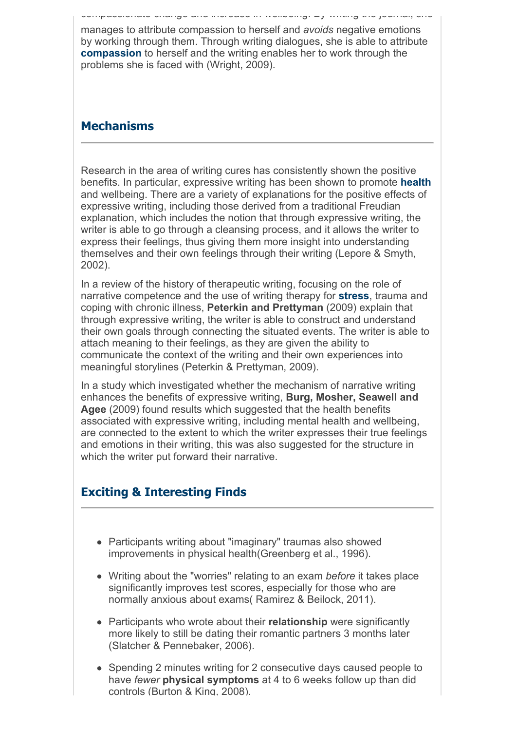manages to attribute compassion to herself and *avoids* negative emotions by working through them. Through writing dialogues, she is able to attribute **compassion** to herself and the writing enables her to work through the problems she is faced with (Wright, 2009).

## Mechanisms

Research in the area of writing cures has consistently shown the positive benefits. In particular, expressive writing has been shown to promote **health** and wellbeing. There are a variety of explanations for the positive effects of expressive writing, including those derived from a traditional Freudian explanation, which includes the notion that through expressive writing, the writer is able to go through a cleansing process, and it allows the writer to express their feelings, thus giving them more insight into understanding themselves and their own feelings through their writing (Lepore & Smyth, 2002).

In a review of the history of therapeutic writing, focusing on the role of narrative competence and the use of writing therapy for **stress**, trauma and coping with chronic illness, **Peterkin and Prettyman** (2009) explain that through expressive writing, the writer is able to construct and understand their own goals through connecting the situated events. The writer is able to attach meaning to their feelings, as they are given the ability to communicate the context of the writing and their own experiences into meaningful storylines (Peterkin & Prettyman, 2009).

In a study which investigated whether the mechanism of narrative writing enhances the benefits of expressive writing, **Burg, Mosher, Seawell and Agee** (2009) found results which suggested that the health benefits associated with expressive writing, including mental health and wellbeing, are connected to the extent to which the writer expresses their true feelings and emotions in their writing, this was also suggested for the structure in which the writer put forward their narrative.

## Exciting & Interesting Finds

- Participants writing about "imaginary" traumas also showed improvements in physical health(Greenberg et al., 1996).
- Writing about the "worries" relating to an exam *before* it takes place significantly improves test scores, especially for those who are normally anxious about exams( Ramirez & Beilock, 2011).
- Participants who wrote about their **relationship** were significantly more likely to still be dating their romantic partners 3 months later (Slatcher & Pennebaker, 2006).
- Spending 2 minutes writing for 2 consecutive days caused people to have *fewer* **physical symptoms** at 4 to 6 weeks follow up than did controls (Burton & King, 2008).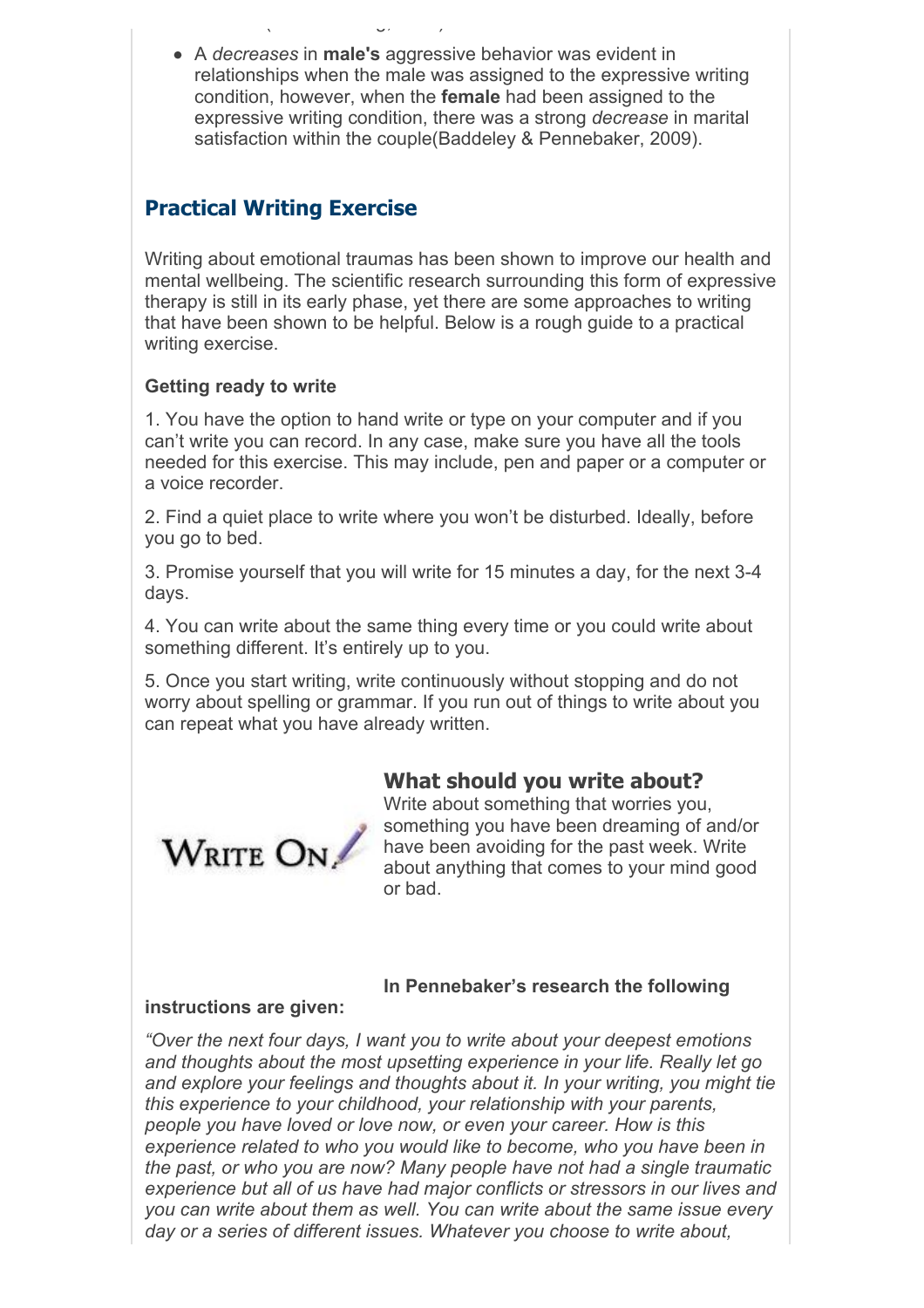- A *decreases* in **male's** aggressive behavior was evident in relationships when the male was assigned to the expressive writing condition, however, when the **female** had been assigned to the expressive writing condition, there was a strong *decrease* in marital satisfaction within the couple(Baddeley & Pennebaker, 2009).

## Practical Writing Exercise

Writing about emotional traumas has been shown to improve our health and mental wellbeing. The scientific research surrounding this form of expressive therapy is still in its early phase, yet there are some approaches to writing that have been shown to be helpful. Below is a rough guide to a practical writing exercise.

**Getting ready to write**

1. You have the option to hand write or type on your computer and if you can't write you can record. In any case, make sure you have all the tools needed for this exercise. This may include, pen and paper or a computer or a voice recorder.

2. Find a quiet place to write where you won't be disturbed. Ideally, before you go to bed.

3. Promise yourself that you will write for 15 minutes a day, for the next 3-4 days.

4. You can write about the same thing every time or you could write about something different. It's entirely up to you.

5. Once you start writing, write continuously without stopping and do not worry about spelling or grammar. If you run out of things to write about you can repeat what you have already written.

WRITE ON

### What should you write about?

Write about something that worries you, something you have been dreaming of and/or have been avoiding for the past week. Write about anything that comes to your mind good or bad.

**In Pennebaker's research the following instructions are given:**

*"Over the next four days, I want you to write about your deepest emotions and thoughts about the most upsetting experience in your life. Really let go and explore your feelings and thoughts about it. In your writing, you might tie this experience to your childhood, your relationship with your parents, people you have loved or love now, or even your career. How is this experience related to who you would like to become, who you have been in the past, or who you are now? Many people have not had a single traumatic experience but all of us have had major conflicts or stressors in our lives and you can write about them as well. You can write about the same issue every day or a series of different issues. Whatever you choose to write about,*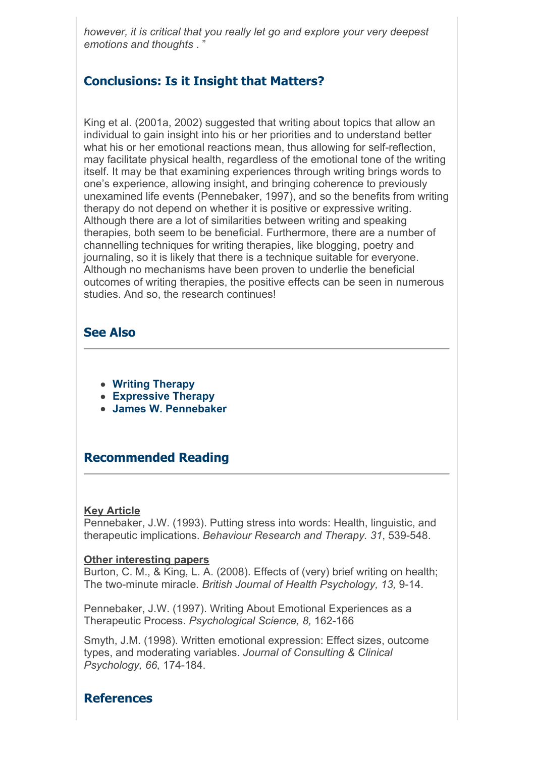*however, it is critical that you really let go and explore your very deepest emotions and thoughts . "*

## Conclusions: Is it Insight that Matters?

King et al. (2001a, 2002) suggested that writing about topics that allow an individual to gain insight into his or her priorities and to understand better what his or her emotional reactions mean, thus allowing for self-reflection, may facilitate physical health, regardless of the emotional tone of the writing itself. It may be that examining experiences through writing brings words to one's experience, allowing insight, and bringing coherence to previously unexamined life events (Pennebaker, 1997), and so the benefits from writing therapy do not depend on whether it is positive or expressive writing. Although there are a lot of similarities between writing and speaking therapies, both seem to be beneficial. Furthermore, there are a number of channelling techniques for writing therapies, like blogging, poetry and journaling, so it is likely that there is a technique suitable for everyone. Although no mechanisms have been proven to underlie the beneficial outcomes of writing therapies, the positive effects can be seen in numerous studies. And so, the research continues!

## See Also

- **Writing Therapy**
- **Expressive Therapy**
- **James W. Pennebaker**

## Recommended Reading

**Key Article**

Pennebaker, J.W. (1993). Putting stress into words: Health, linguistic, and therapeutic implications. *Behaviour Research and Therapy. 31*, 539-548.

**Other interesting papers**

Burton, C. M., & King, L. A. (2008). Effects of (very) brief writing on health; The two-minute miracle. *British Journal of Health Psychology, 13,* 9-14.

Pennebaker, J.W. (1997). Writing About Emotional Experiences as a Therapeutic Process. *Psychological Science, 8,* 162-166

Smyth, J.M. (1998). Written emotional expression: Effect sizes, outcome types, and moderating variables. *Journal of Consulting & Clinical Psychology, 66,* 174-184.

## References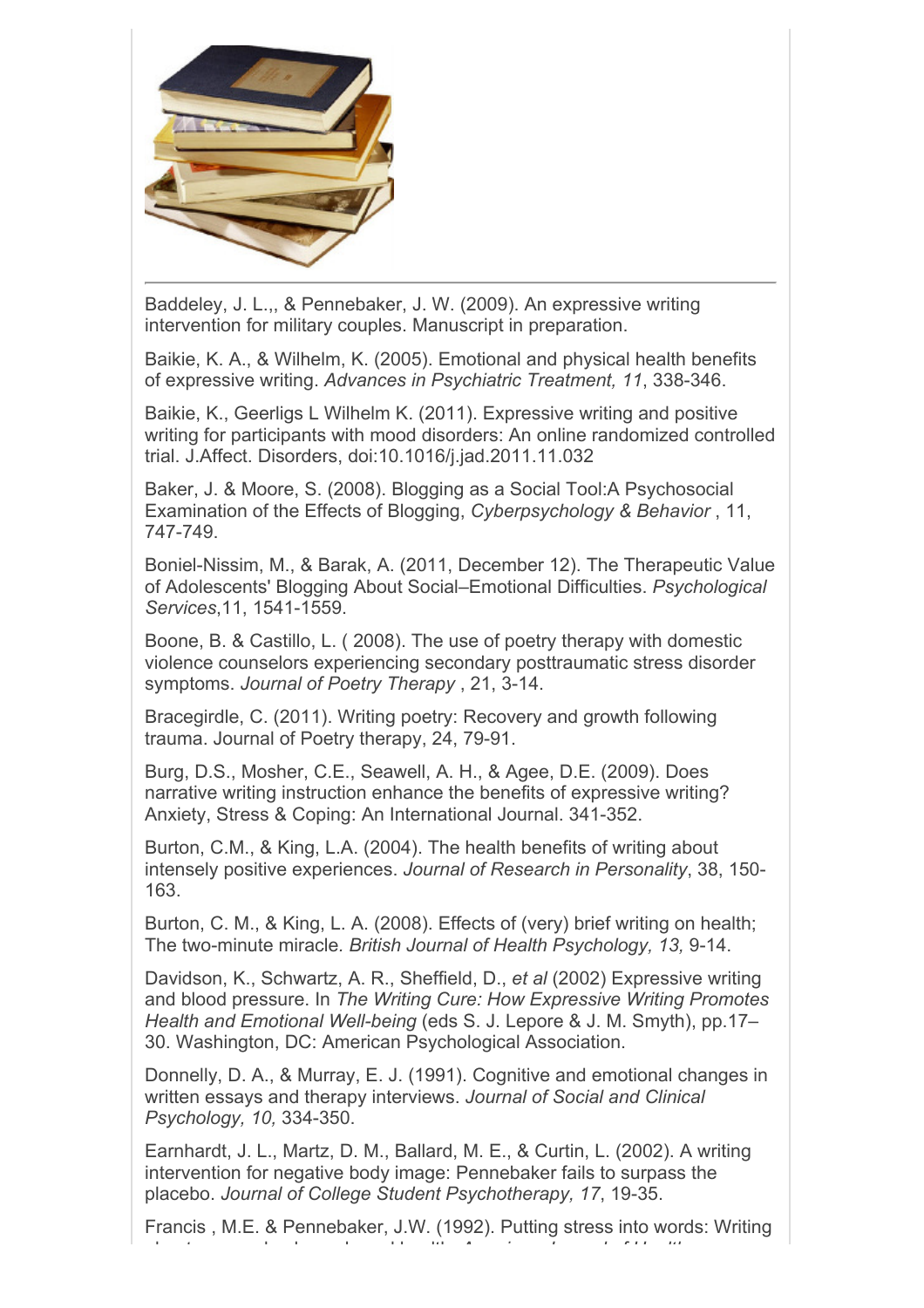Baddeley, J. L.,, & Pennebaker, J. W. (2009). An expressive writing intervention for military couples. Manuscript in preparation.

Baikie, K. A., & Wilhelm, K. (2005). Emotional and physical health benefits of expressive writing. *Advances in Psychiatric Treatment, 11*, 338-346.

Baikie, K., Geerligs L Wilhelm K. (2011). Expressive writing and positive writing for participants with mood disorders: An online randomized controlled trial. J.Affect. Disorders, doi:10.1016/j.jad.2011.11.032

Baker, J. & Moore, S. (2008). Blogging as a Social Tool:A Psychosocial Examination of the Effects of Blogging, *Cyberpsychology & Behavior* , 11, 747-749.

Boniel-Nissim, M., & Barak, A. (2011, December 12). The Therapeutic Value of Adolescents' Blogging About Social–Emotional Difficulties. *Psychological Services*,11, 1541-1559.

Boone, B. & Castillo, L. ( 2008). The use of poetry therapy with domestic violence counselors experiencing secondary posttraumatic stress disorder symptoms. *Journal of Poetry Therapy* , 21, 3-14.

Bracegirdle, C. (2011). Writing poetry: Recovery and growth following trauma. Journal of Poetry therapy, 24, 79-91.

Burg, D.S., Mosher, C.E., Seawell, A. H., & Agee, D.E. (2009). Does narrative writing instruction enhance the benefits of expressive writing? Anxiety, Stress & Coping: An International Journal. 341-352.

Burton, C.M., & King, L.A. (2004). The health benefits of writing about intensely positive experiences. *Journal of Research in Personality*, 38, 150-163.

Burton, C. M., & King, L. A. (2008). Effects of (very) brief writing on health; The two-minute miracle. *British Journal of Health Psychology, 13,* 9-14.

Davidson, K., Schwartz, A. R., Sheffield, D., *et al* (2002) Expressive writing and blood pressure. In *The Writing Cure: How Expressive Writing Promotes Health and Emotional Well-being* (eds S. J. Lepore & J. M. Smyth), pp.17–30. Washington, DC: American Psychological Association.

Donnelly, D. A., & Murray, E. J. (1991). Cognitive and emotional changes in written essays and therapy interviews. *Journal of Social and Clinical Psychology, 10,* 334-350.

Earnhardt, J. L., Martz, D. M., Ballard, M. E., & Curtin, L. (2002). A writing intervention for negative body image: Pennebaker fails to surpass the placebo. *Journal of College Student Psychotherapy, 17*, 19-35.

Francis , M.E. & Pennebaker, J.W. (1992). Putting stress into words: Writing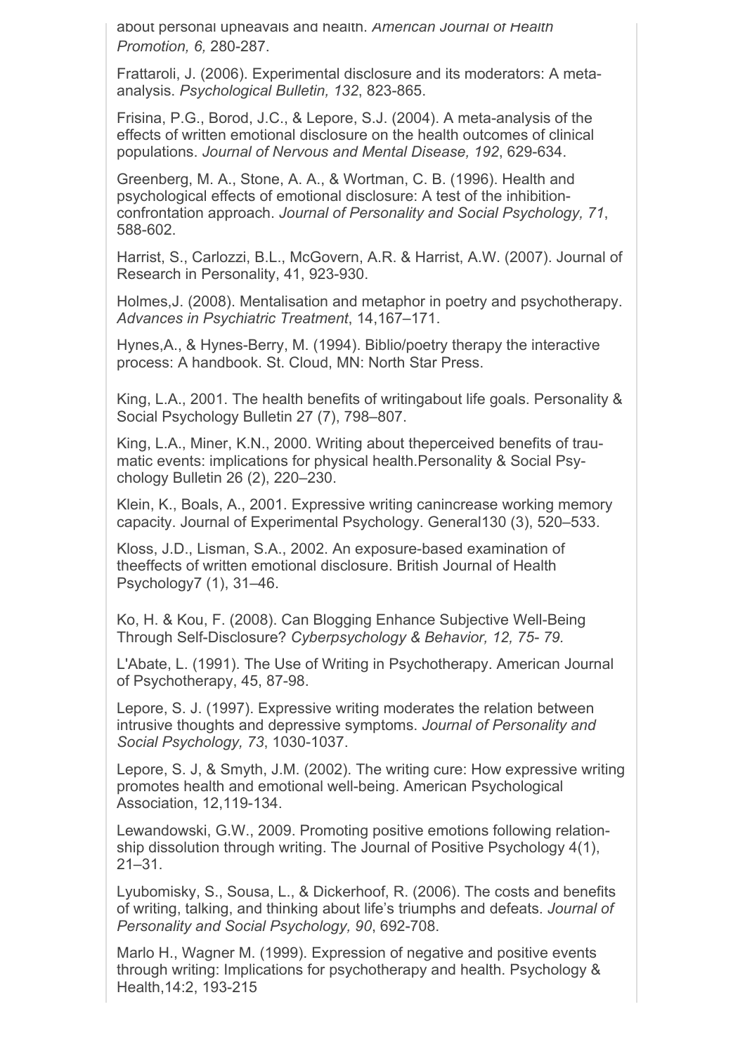about personal upheavals and health. *American Journal of Health Promotion, 6,* 280-287.

Frattaroli, J. (2006). Experimental disclosure and its moderators: A meta-analysis. *Psychological Bulletin, 132*, 823-865.

Frisina, P.G., Borod, J.C., & Lepore, S.J. (2004). A meta-analysis of the effects of written emotional disclosure on the health outcomes of clinical populations. *Journal of Nervous and Mental Disease, 192*, 629-634.

Greenberg, M. A., Stone, A. A., & Wortman, C. B. (1996). Health and psychological effects of emotional disclosure: A test of the inhibition-confrontation approach. *Journal of Personality and Social Psychology, 71*, 588-602.

Harrist, S., Carlozzi, B.L., McGovern, A.R. & Harrist, A.W. (2007). Journal of Research in Personality, 41, 923-930.

Holmes,J. (2008). Mentalisation and metaphor in poetry and psychotherapy. *Advances in Psychiatric Treatment*, 14,167–171.

Hynes,A., & Hynes-Berry, M. (1994). Biblio/poetry therapy the interactive process: A handbook. St. Cloud, MN: North Star Press.

King, L.A., 2001. The health benefits of writingabout life goals. Personality & Social Psychology Bulletin 27 (7), 798–807.

King, L.A., Miner, K.N., 2000. Writing about theperceived benefits of traumatic events: implications for physical health.Personality & Social Psychology Bulletin 26 (2), 220–230.

Klein, K., Boals, A., 2001. Expressive writing canincrease working memory capacity. Journal of Experimental Psychology. General130 (3), 520–533.

Kloss, J.D., Lisman, S.A., 2002. An exposure-based examination of theeffects of written emotional disclosure. British Journal of Health Psychology7 (1), 31–46.

Ko, H. & Kou, F. (2008). Can Blogging Enhance Subjective Well-Being Through Self-Disclosure? *Cyberpsychology & Behavior, 12, 75- 79.*

L'Abate, L. (1991). The Use of Writing in Psychotherapy. American Journal of Psychotherapy, 45, 87-98.

Lepore, S. J. (1997). Expressive writing moderates the relation between intrusive thoughts and depressive symptoms. *Journal of Personality and Social Psychology, 73*, 1030-1037.

Lepore, S. J, & Smyth, J.M. (2002). The writing cure: How expressive writing promotes health and emotional well-being. American Psychological Association, 12,119-134.

Lewandowski, G.W., 2009. Promoting positive emotions following relationship dissolution through writing. The Journal of Positive Psychology 4(1), 21–31.

Lyubomisky, S., Sousa, L., & Dickerhoof, R. (2006). The costs and benefits of writing, talking, and thinking about life's triumphs and defeats. *Journal of Personality and Social Psychology, 90*, 692-708.

Marlo H., Wagner M. (1999). Expression of negative and positive events through writing: Implications for psychotherapy and health. Psychology & Health,14:2, 193-215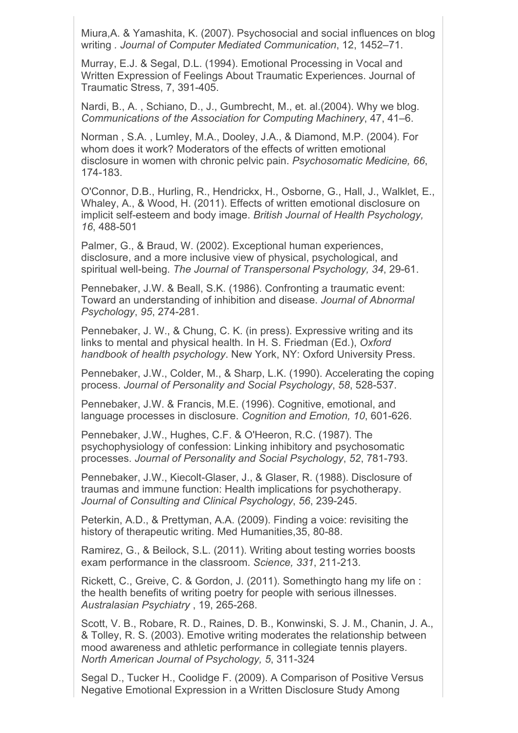Miura,A. & Yamashita, K. (2007). Psychosocial and social influences on blog writing . *Journal of Computer Mediated Communication*, 12, 1452–71.

Murray, E.J. & Segal, D.L. (1994). Emotional Processing in Vocal and Written Expression of Feelings About Traumatic Experiences. Journal of Traumatic Stress, 7, 391-405.

Nardi, B., A. , Schiano, D., J., Gumbrecht, M., et. al.(2004). Why we blog. *Communications of the Association for Computing Machinery*, 47, 41–6.

Norman , S.A. , Lumley, M.A., Dooley, J.A., & Diamond, M.P. (2004). For whom does it work? Moderators of the effects of written emotional disclosure in women with chronic pelvic pain. *Psychosomatic Medicine, 66*, 174-183.

O'Connor, D.B., Hurling, R., Hendrickx, H., Osborne, G., Hall, J., Walklet, E., Whaley, A., & Wood, H. (2011). Effects of written emotional disclosure on implicit self-esteem and body image. *British Journal of Health Psychology, 16*, 488-501

Palmer, G., & Braud, W. (2002). Exceptional human experiences, disclosure, and a more inclusive view of physical, psychological, and spiritual well-being. *The Journal of Transpersonal Psychology, 34*, 29-61.

Pennebaker, J.W. & Beall, S.K. (1986). Confronting a traumatic event: Toward an understanding of inhibition and disease. *Journal of Abnormal Psychology*, *95*, 274-281.

Pennebaker, J. W., & Chung, C. K. (in press). Expressive writing and its links to mental and physical health. In H. S. Friedman (Ed.), *Oxford handbook of health psychology*. New York, NY: Oxford University Press.

Pennebaker, J.W., Colder, M., & Sharp, L.K. (1990). Accelerating the coping process. *Journal of Personality and Social Psychology*, *58*, 528-537.

Pennebaker, J.W. & Francis, M.E. (1996). Cognitive, emotional, and language processes in disclosure. *Cognition and Emotion, 10*, 601-626.

Pennebaker, J.W., Hughes, C.F. & O'Heeron, R.C. (1987). The psychophysiology of confession: Linking inhibitory and psychosomatic processes. *Journal of Personality and Social Psychology*, *52*, 781-793.

Pennebaker, J.W., Kiecolt-Glaser, J., & Glaser, R. (1988). Disclosure of traumas and immune function: Health implications for psychotherapy. *Journal of Consulting and Clinical Psychology*, *56*, 239-245.

Peterkin, A.D., & Prettyman, A.A. (2009). Finding a voice: revisiting the history of therapeutic writing. Med Humanities,35, 80-88.

Ramirez, G., & Beilock, S.L. (2011). Writing about testing worries boosts exam performance in the classroom. *Science, 331*, 211-213.

Rickett, C., Greive, C. & Gordon, J. (2011). Somethingto hang my life on : the health benefits of writing poetry for people with serious illnesses. *Australasian Psychiatry* , 19, 265-268.

Scott, V. B., Robare, R. D., Raines, D. B., Konwinski, S. J. M., Chanin, J. A., & Tolley, R. S. (2003). Emotive writing moderates the relationship between mood awareness and athletic performance in collegiate tennis players. *North American Journal of Psychology, 5*, 311-324

Segal D., Tucker H., Coolidge F. (2009). A Comparison of Positive Versus Negative Emotional Expression in a Written Disclosure Study Among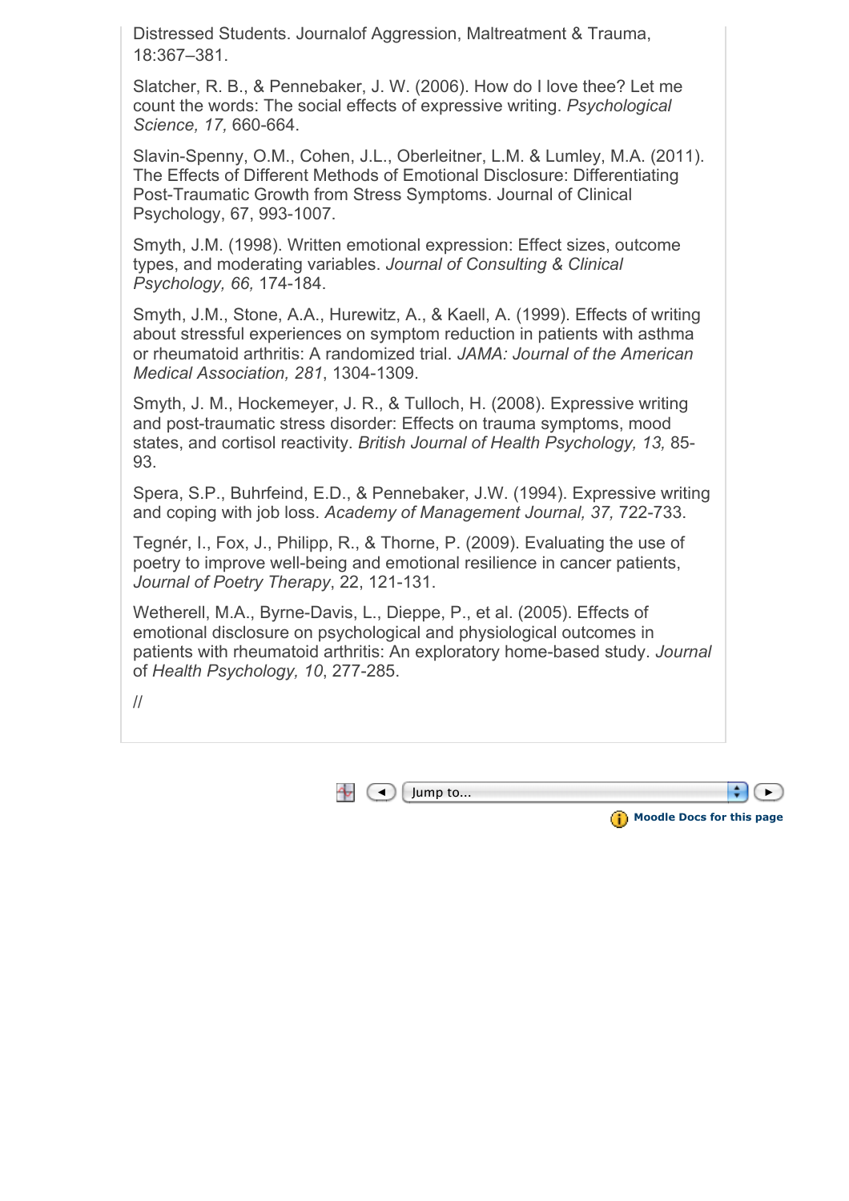Distressed Students. Journalof Aggression, Maltreatment & Trauma, 18:367–381.

Slatcher, R. B., & Pennebaker, J. W. (2006). How do I love thee? Let me count the words: The social effects of expressive writing. *Psychological Science, 17,* 660-664.

Slavin-Spenny, O.M., Cohen, J.L., Oberleitner, L.M. & Lumley, M.A. (2011). The Effects of Different Methods of Emotional Disclosure: Differentiating Post-Traumatic Growth from Stress Symptoms. Journal of Clinical Psychology, 67, 993-1007.

Smyth, J.M. (1998). Written emotional expression: Effect sizes, outcome types, and moderating variables. *Journal of Consulting & Clinical Psychology, 66,* 174-184.

Smyth, J.M., Stone, A.A., Hurewitz, A., & Kaell, A. (1999). Effects of writing about stressful experiences on symptom reduction in patients with asthma or rheumatoid arthritis: A randomized trial. *JAMA: Journal of the American Medical Association, 281*, 1304-1309.

Smyth, J. M., Hockemeyer, J. R., & Tulloch, H. (2008). Expressive writing and post-traumatic stress disorder: Effects on trauma symptoms, mood states, and cortisol reactivity. *British Journal of Health Psychology, 13,* 85-93.

Spera, S.P., Buhrfeind, E.D., & Pennebaker, J.W. (1994). Expressive writing and coping with job loss. *Academy of Management Journal, 37,* 722-733.

Tegnér, I., Fox, J., Philipp, R., & Thorne, P. (2009). Evaluating the use of poetry to improve well-being and emotional resilience in cancer patients, *Journal of Poetry Therapy*, 22, 121-131.

Wetherell, M.A., Byrne-Davis, L., Dieppe, P., et al. (2005). Effects of emotional disclosure on psychological and physiological outcomes in patients with rheumatoid arthritis: An exploratory home-based study. *Journal* of *Health Psychology, 10*, 277-285.

//

Jump to...

Moodle Docs for this page